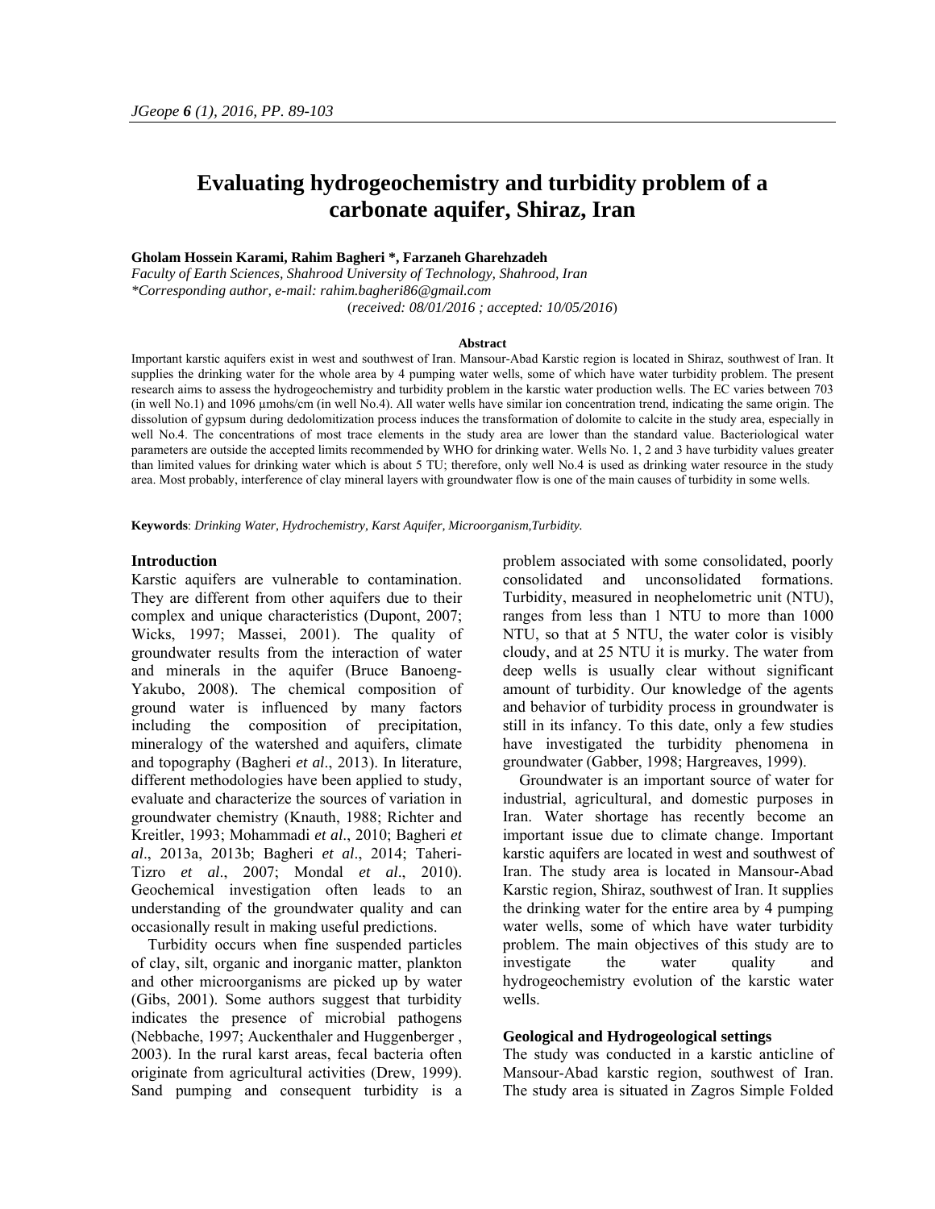# Evaluating hydrogeochemistry and turbidity problem of a carbonate aquifer, Shiraz, Iran

**Gholam Hossein Karami, Rahim Bagheri *, Farzaneh Gharehzadeh**

*Faculty of Earth Sciences, Shahrood University of Technology, Shahrood, Iran*

*\*Corresponding author, e-mail: rahim.bagheri86@gmail.com*

(*received: 08/01/2016 ; accepted: 10/05/2016*)

### Abstract

Important karstic aquifers exist in west and southwest of Iran. Mansour-Abad Karstic region is located in Shiraz, southwest of Iran. It supplies the drinking water for the whole area by 4 pumping water wells, some of which have water turbidity problem. The present research aims to assess the hydrogeochemistry and turbidity problem in the karstic water production wells. The EC varies between 703 (in well No.1) and 1096 µmohs/cm (in well No.4). All water wells have similar ion concentration trend, indicating the same origin. The dissolution of gypsum during dedolomitization process induces the transformation of dolomite to calcite in the study area, especially in well No.4. The concentrations of most trace elements in the study area are lower than the standard value. Bacteriological water parameters are outside the accepted limits recommended by WHO for drinking water. Wells No. 1, 2 and 3 have turbidity values greater than limited values for drinking water which is about 5 TU; therefore, only well No.4 is used as drinking water resource in the study area. Most probably, interference of clay mineral layers with groundwater flow is one of the main causes of turbidity in some wells.

**Keywords**: *Drinking Water, Hydrochemistry, Karst Aquifer, Microorganism,Turbidity.*

### Introduction

Karstic aquifers are vulnerable to contamination. They are different from other aquifers due to their complex and unique characteristics (Dupont, 2007; Wicks, 1997; Massei, 2001). The quality of groundwater results from the interaction of water and minerals in the aquifer (Bruce Banoeng-Yakubo, 2008). The chemical composition of ground water is influenced by many factors including the composition of precipitation, mineralogy of the watershed and aquifers, climate and topography (Bagheri *et al*., 2013). In literature, different methodologies have been applied to study, evaluate and characterize the sources of variation in groundwater chemistry (Knauth, 1988; Richter and Kreitler, 1993; Mohammadi *et al*., 2010; Bagheri *et al*., 2013a, 2013b; Bagheri *et al*., 2014; Taheri-Tizro *et al*., 2007; Mondal *et al*., 2010). Geochemical investigation often leads to an understanding of the groundwater quality and can occasionally result in making useful predictions.

Turbidity occurs when fine suspended particles of clay, silt, organic and inorganic matter, plankton and other microorganisms are picked up by water (Gibs, 2001). Some authors suggest that turbidity indicates the presence of microbial pathogens (Nebbache, 1997; Auckenthaler and Huggenberger , 2003). In the rural karst areas, fecal bacteria often originate from agricultural activities (Drew, 1999). Sand pumping and consequent turbidity is a problem associated with some consolidated, poorly consolidated and unconsolidated formations. Turbidity, measured in neophelometric unit (NTU), ranges from less than 1 NTU to more than 1000 NTU, so that at 5 NTU, the water color is visibly cloudy, and at 25 NTU it is murky. The water from deep wells is usually clear without significant amount of turbidity. Our knowledge of the agents and behavior of turbidity process in groundwater is still in its infancy. To this date, only a few studies have investigated the turbidity phenomena in groundwater (Gabber, 1998; Hargreaves, 1999).

Groundwater is an important source of water for industrial, agricultural, and domestic purposes in Iran. Water shortage has recently become an important issue due to climate change. Important karstic aquifers are located in west and southwest of Iran. The study area is located in Mansour-Abad Karstic region, Shiraz, southwest of Iran. It supplies the drinking water for the entire area by 4 pumping water wells, some of which have water turbidity problem. The main objectives of this study are to investigate the water quality and hydrogeochemistry evolution of the karstic water wells.

### Geological and Hydrogeological settings

The study was conducted in a karstic anticline of Mansour-Abad karstic region, southwest of Iran. The study area is situated in Zagros Simple Folded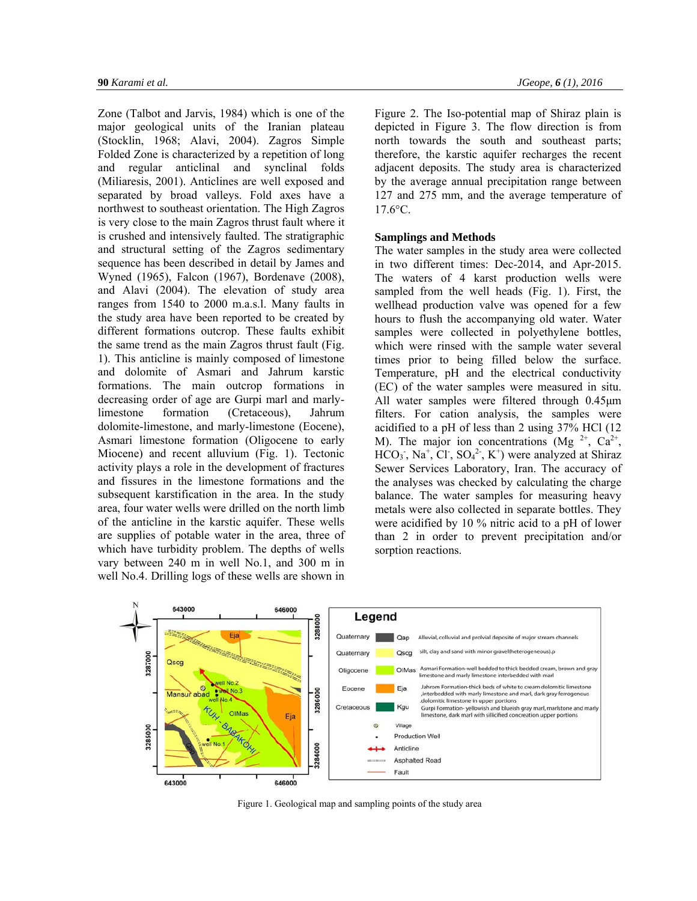Zone (Talbot and Jarvis, 1984) which is one of the major geological units of the Iranian plateau (Stocklin, 1968; Alavi, 2004). Zagros Simple Folded Zone is characterized by a repetition of long and regular anticlinal and synclinal folds (Miliaresis, 2001). Anticlines are well exposed and separated by broad valleys. Fold axes have a northwest to southeast orientation. The High Zagros is very close to the main Zagros thrust fault where it is crushed and intensively faulted. The stratigraphic and structural setting of the Zagros sedimentary sequence has been described in detail by James and Wyned (1965), Falcon (1967), Bordenave (2008), and Alavi (2004). The elevation of study area ranges from 1540 to 2000 m.a.s.l. Many faults in the study area have been reported to be created by different formations outcrop. These faults exhibit the same trend as the main Zagros thrust fault (Fig. 1). This anticline is mainly composed of limestone and dolomite of Asmari and Jahrum karstic formations. The main outcrop formations in decreasing order of age are Gurpi marl and marly-limestone formation (Cretaceous), Jahrum dolomite-limestone, and marly-limestone (Eocene), Asmari limestone formation (Oligocene to early Miocene) and recent alluvium (Fig. 1). Tectonic activity plays a role in the development of fractures and fissures in the limestone formations and the subsequent karstification in the area. In the study area, four water wells were drilled on the north limb of the anticline in the karstic aquifer. These wells are supplies of potable water in the area, three of which have turbidity problem. The depths of wells vary between 240 m in well No.1, and 300 m in well No.4. Drilling logs of these wells are shown in Figure 2. The Iso-potential map of Shiraz plain is depicted in Figure 3. The flow direction is from north towards the south and southeast parts; therefore, the karstic aquifer recharges the recent adjacent deposits. The study area is characterized by the average annual precipitation range between 127 and 275 mm, and the average temperature of 17.6°C.

## Samplings and Methods

The water samples in the study area were collected in two different times: Dec-2014, and Apr-2015. The waters of 4 karst production wells were sampled from the well heads (Fig. 1). First, the wellhead production valve was opened for a few hours to flush the accompanying old water. Water samples were collected in polyethylene bottles, which were rinsed with the sample water several times prior to being filled below the surface. Temperature, pH and the electrical conductivity (EC) of the water samples were measured in situ. All water samples were filtered through 0.45µm filters. For cation analysis, the samples were acidified to a pH of less than 2 using 37% HCl (12 M). The major ion concentrations ($Mg^{2+}$, $Ca^{2+}$, $HCO_3^-$, $Na^+$, $Cl^-$, $SO_4^{2-}$, $K^+$) were analyzed at Shiraz Sewer Services Laboratory, Iran. The accuracy of the analyses was checked by calculating the charge balance. The water samples for measuring heavy metals were also collected in separate bottles. They were acidified by 10 % nitric acid to a pH of lower than 2 in order to prevent precipitation and/or sorption reactions.

Figure 1. Geological map and sampling points of the study area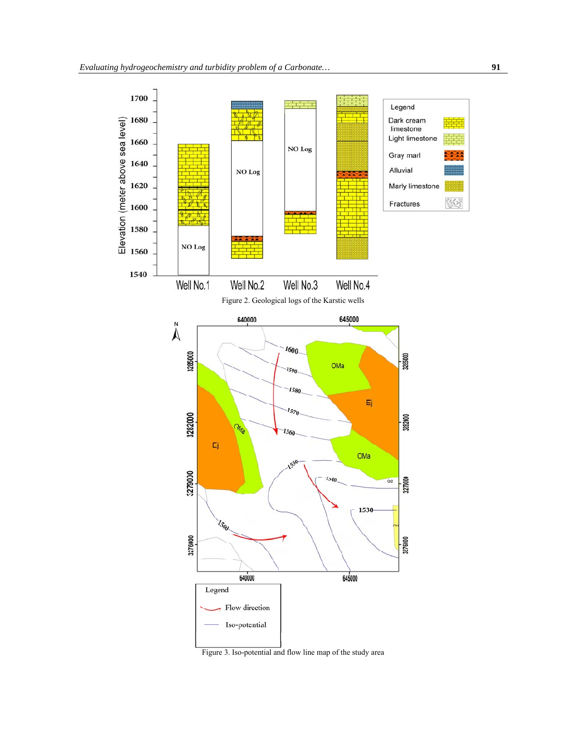Figure 2. Geological logs of the Karstic wells

Figure 3. Iso-potential and flow line map of the study area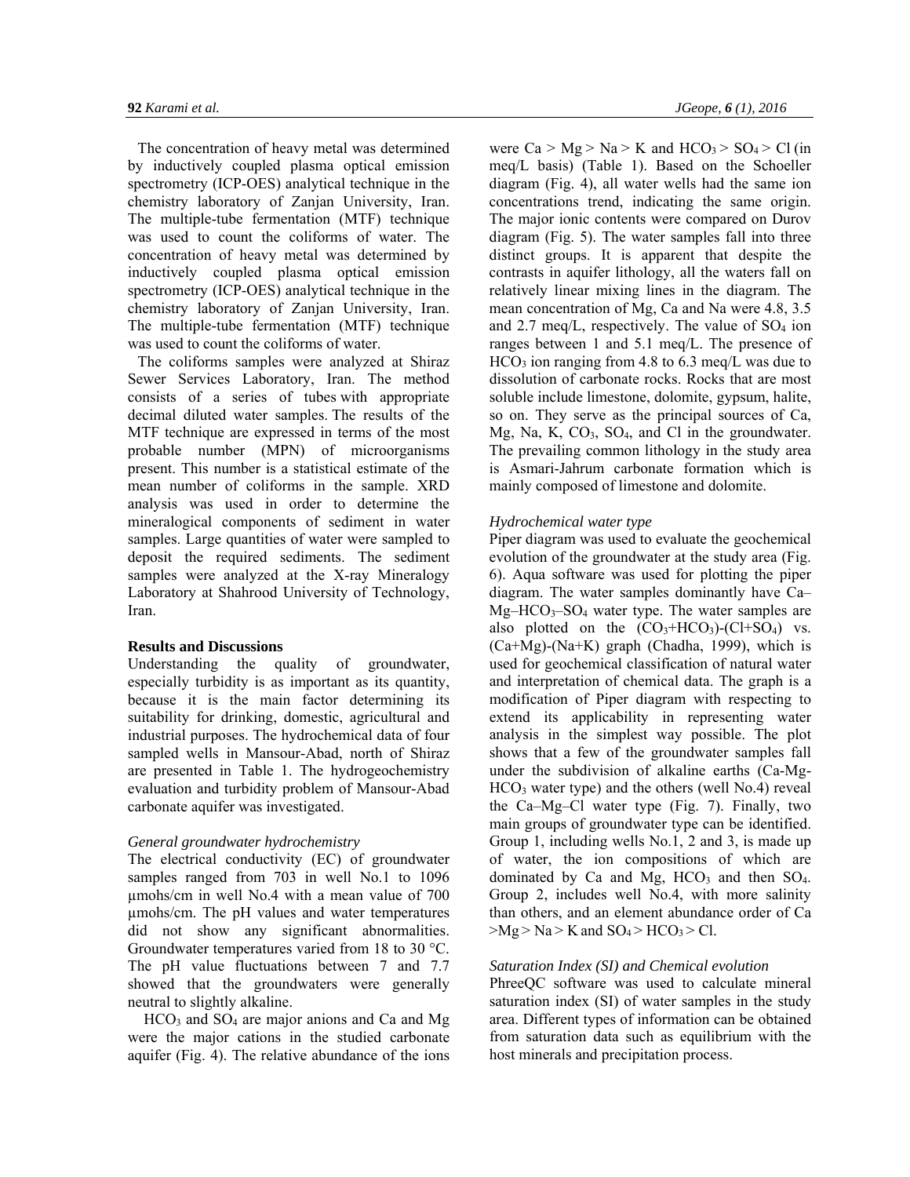The concentration of heavy metal was determined by inductively coupled plasma optical emission spectrometry (ICP-OES) analytical technique in the chemistry laboratory of Zanjan University, Iran. The multiple-tube fermentation (MTF) technique was used to count the coliforms of water. The concentration of heavy metal was determined by inductively coupled plasma optical emission spectrometry (ICP-OES) analytical technique in the chemistry laboratory of Zanjan University, Iran. The multiple-tube fermentation (MTF) technique was used to count the coliforms of water.

The coliforms samples were analyzed at Shiraz Sewer Services Laboratory, Iran. The method consists of a series of tubes with appropriate decimal diluted water samples. The results of the MTF technique are expressed in terms of the most probable number (MPN) of microorganisms present. This number is a statistical estimate of the mean number of coliforms in the sample. XRD analysis was used in order to determine the mineralogical components of sediment in water samples. Large quantities of water were sampled to deposit the required sediments. The sediment samples were analyzed at the X-ray Mineralogy Laboratory at Shahrood University of Technology, Iran.

## Results and Discussions

Understanding the quality of groundwater, especially turbidity is as important as its quantity, because it is the main factor determining its suitability for drinking, domestic, agricultural and industrial purposes. The hydrochemical data of four sampled wells in Mansour-Abad, north of Shiraz are presented in Table 1. The hydrogeochemistry evaluation and turbidity problem of Mansour-Abad carbonate aquifer was investigated.

### *General groundwater hydrochemistry*

The electrical conductivity (EC) of groundwater samples ranged from 703 in well No.1 to 1096 μmohs/cm in well No.4 with a mean value of 700 μmohs/cm. The pH values and water temperatures did not show any significant abnormalities. Groundwater temperatures varied from 18 to 30 °C. The pH value fluctuations between 7 and 7.7 showed that the groundwaters were generally neutral to slightly alkaline.

$HCO_3$ and $SO_4$ are major anions and Ca and Mg were the major cations in the studied carbonate aquifer (Fig. 4). The relative abundance of the ions were Ca > Mg > Na > K and $HCO_3$ > $SO_4$ > Cl (in meq/L basis) (Table 1). Based on the Schoeller diagram (Fig. 4), all water wells had the same ion concentrations trend, indicating the same origin. The major ionic contents were compared on Durov diagram (Fig. 5). The water samples fall into three distinct groups. It is apparent that despite the contrasts in aquifer lithology, all the waters fall on relatively linear mixing lines in the diagram. The mean concentration of Mg, Ca and Na were 4.8, 3.5 and 2.7 meq/L, respectively. The value of $SO_4$ ion ranges between 1 and 5.1 meq/L. The presence of $HCO_3$ ion ranging from 4.8 to 6.3 meq/L was due to dissolution of carbonate rocks. Rocks that are most soluble include limestone, dolomite, gypsum, halite, so on. They serve as the principal sources of Ca, Mg, Na, K, $CO_3$, $SO_4$, and Cl in the groundwater. The prevailing common lithology in the study area is Asmari-Jahrum carbonate formation which is mainly composed of limestone and dolomite.

### *Hydrochemical water type*

Piper diagram was used to evaluate the geochemical evolution of the groundwater at the study area (Fig. 6). Aqua software was used for plotting the piper diagram. The water samples dominantly have Ca–Mg–$HCO_3$–$SO_4$ water type. The water samples are also plotted on the ($CO_3$+$HCO_3$)-(Cl+$SO_4$) vs. (Ca+Mg)-(Na+K) graph (Chadha, 1999), which is used for geochemical classification of natural water and interpretation of chemical data. The graph is a modification of Piper diagram with respecting to extend its applicability in representing water analysis in the simplest way possible. The plot shows that a few of the groundwater samples fall under the subdivision of alkaline earths (Ca-Mg-$HCO_3$ water type) and the others (well No.4) reveal the Ca–Mg–Cl water type (Fig. 7). Finally, two main groups of groundwater type can be identified. Group 1, including wells No.1, 2 and 3, is made up of water, the ion compositions of which are dominated by Ca and Mg, $HCO_3$ and then $SO_4$. Group 2, includes well No.4, with more salinity than others, and an element abundance order of Ca >Mg > Na > K and $SO_4$ > $HCO_3$ > Cl.

### *Saturation Index (SI) and Chemical evolution*

PhreeQC software was used to calculate mineral saturation index (SI) of water samples in the study area. Different types of information can be obtained from saturation data such as equilibrium with the host minerals and precipitation process.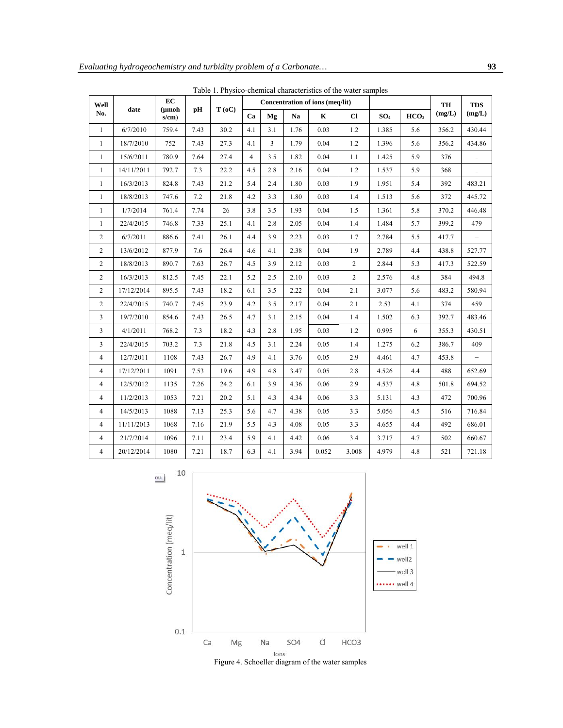Table 1. Physico-chemical characteristics of the water samples

| Well No. | date | EC (μmohs/cm) | pH | T (oC) | Concentration of ions (meq/lit) | | | | | | | TH (mg/L) | TDS (mg/L) |
|---|---|---|---|---|---|---|---|---|---|---|---|---|---|
| | | | | | Ca | Mg | Na | K | Cl | $SO_4$ | $HCO_3$ | | |
| 1 | 6/7/2010 | 759.4 | 7.43 | 30.2 | 4.1 | 3.1 | 1.76 | 0.03 | 1.2 | 1.385 | 5.6 | 356.2 | 430.44 |
| 1 | 18/7/2010 | 752 | 7.43 | 27.3 | 4.1 | 3 | 1.79 | 0.04 | 1.2 | 1.396 | 5.6 | 356.2 | 434.86 |
| 1 | 15/6/2011 | 780.9 | 7.64 | 27.4 | 4 | 3.5 | 1.82 | 0.04 | 1.1 | 1.425 | 5.9 | 376 | - |
| 1 | 14/11/2011 | 792.7 | 7.3 | 22.2 | 4.5 | 2.8 | 2.16 | 0.04 | 1.2 | 1.537 | 5.9 | 368 | - |
| 1 | 16/3/2013 | 824.8 | 7.43 | 21.2 | 5.4 | 2.4 | 1.80 | 0.03 | 1.9 | 1.951 | 5.4 | 392 | 483.21 |
| 1 | 18/8/2013 | 747.6 | 7.2 | 21.8 | 4.2 | 3.3 | 1.80 | 0.03 | 1.4 | 1.513 | 5.6 | 372 | 445.72 |
| 1 | 1/7/2014 | 761.4 | 7.74 | 26 | 3.8 | 3.5 | 1.93 | 0.04 | 1.5 | 1.361 | 5.8 | 370.2 | 446.48 |
| 1 | 22/4/2015 | 746.8 | 7.33 | 25.1 | 4.1 | 2.8 | 2.05 | 0.04 | 1.4 | 1.484 | 5.7 | 399.2 | 479 |
| 2 | 6/7/2011 | 886.6 | 7.41 | 26.1 | 4.4 | 3.9 | 2.23 | 0.03 | 1.7 | 2.784 | 5.5 | 417.7 | – |
| 2 | 13/6/2012 | 877.9 | 7.6 | 26.4 | 4.6 | 4.1 | 2.38 | 0.04 | 1.9 | 2.789 | 4.4 | 438.8 | 527.77 |
| 2 | 18/8/2013 | 890.7 | 7.63 | 26.7 | 4.5 | 3.9 | 2.12 | 0.03 | 2 | 2.844 | 5.3 | 417.3 | 522.59 |
| 2 | 16/3/2013 | 812.5 | 7.45 | 22.1 | 5.2 | 2.5 | 2.10 | 0.03 | 2 | 2.576 | 4.8 | 384 | 494.8 |
| 2 | 17/12/2014 | 895.5 | 7.43 | 18.2 | 6.1 | 3.5 | 2.22 | 0.04 | 2.1 | 3.077 | 5.6 | 483.2 | 580.94 |
| 2 | 22/4/2015 | 740.7 | 7.45 | 23.9 | 4.2 | 3.5 | 2.17 | 0.04 | 2.1 | 2.53 | 4.1 | 374 | 459 |
| 3 | 19/7/2010 | 854.6 | 7.43 | 26.5 | 4.7 | 3.1 | 2.15 | 0.04 | 1.4 | 1.502 | 6.3 | 392.7 | 483.46 |
| 3 | 4/1/2011 | 768.2 | 7.3 | 18.2 | 4.3 | 2.8 | 1.95 | 0.03 | 1.2 | 0.995 | 6 | 355.3 | 430.51 |
| 3 | 22/4/2015 | 703.2 | 7.3 | 21.8 | 4.5 | 3.1 | 2.24 | 0.05 | 1.4 | 1.275 | 6.2 | 386.7 | 409 |
| 4 | 12/7/2011 | 1108 | 7.43 | 26.7 | 4.9 | 4.1 | 3.76 | 0.05 | 2.9 | 4.461 | 4.7 | 453.8 | – |
| 4 | 17/12/2011 | 1091 | 7.53 | 19.6 | 4.9 | 4.8 | 3.47 | 0.05 | 2.8 | 4.526 | 4.4 | 488 | 652.69 |
| 4 | 12/5/2012 | 1135 | 7.26 | 24.2 | 6.1 | 3.9 | 4.36 | 0.06 | 2.9 | 4.537 | 4.8 | 501.8 | 694.52 |
| 4 | 11/2/2013 | 1053 | 7.21 | 20.2 | 5.1 | 4.3 | 4.34 | 0.06 | 3.3 | 5.131 | 4.3 | 472 | 700.96 |
| 4 | 14/5/2013 | 1088 | 7.13 | 25.3 | 5.6 | 4.7 | 4.38 | 0.05 | 3.3 | 5.056 | 4.5 | 516 | 716.84 |
| 4 | 11/11/2013 | 1068 | 7.16 | 21.9 | 5.5 | 4.3 | 4.08 | 0.05 | 3.3 | 4.655 | 4.4 | 492 | 686.01 |
| 4 | 21/7/2014 | 1096 | 7.11 | 23.4 | 5.9 | 4.1 | 4.42 | 0.06 | 3.4 | 3.717 | 4.7 | 502 | 660.67 |
| 4 | 20/12/2014 | 1080 | 7.21 | 18.7 | 6.3 | 4.1 | 3.94 | 0.052 | 3.008 | 4.979 | 4.8 | 521 | 721.18 |

Figure 4. Schoeller diagram of the water samples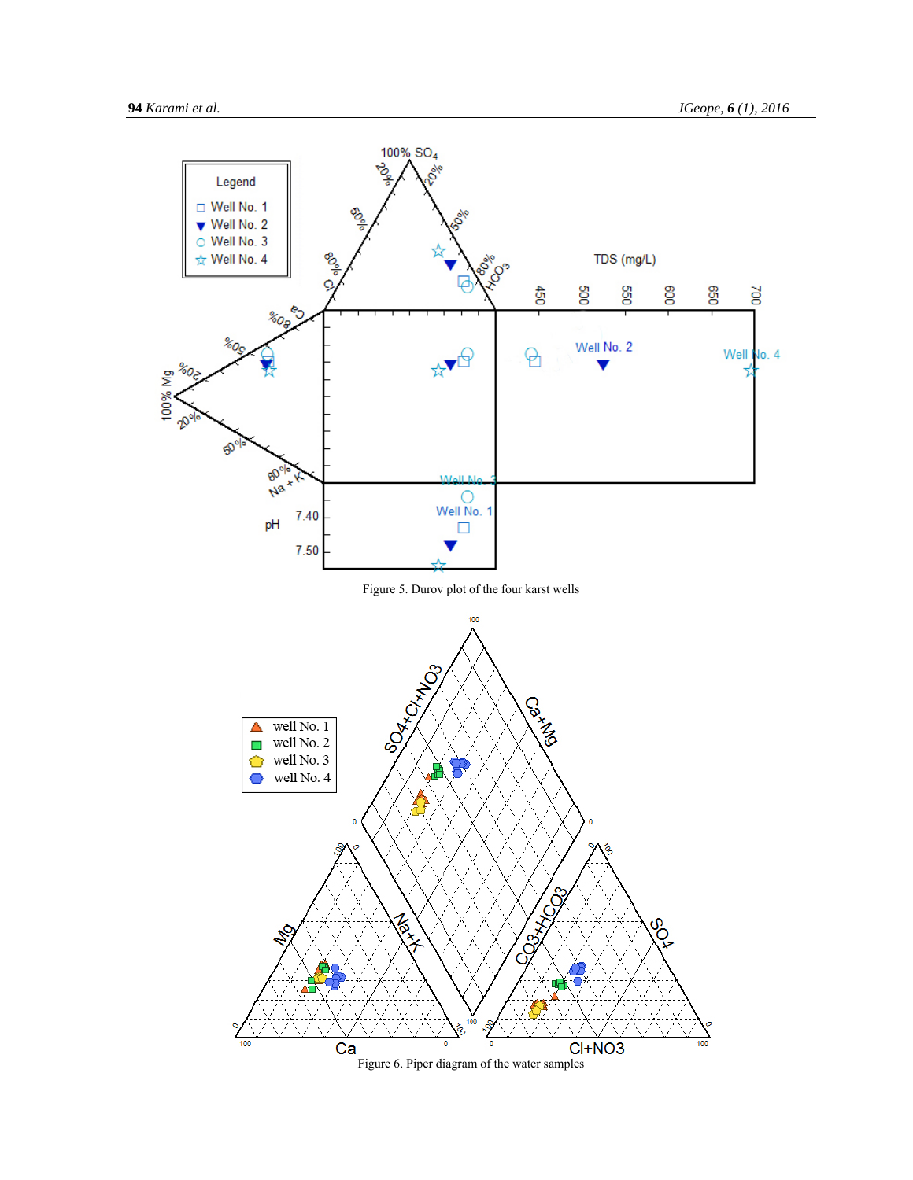Figure 5. Durov plot of the four karst wells

Figure 6. Piper diagram of the water samples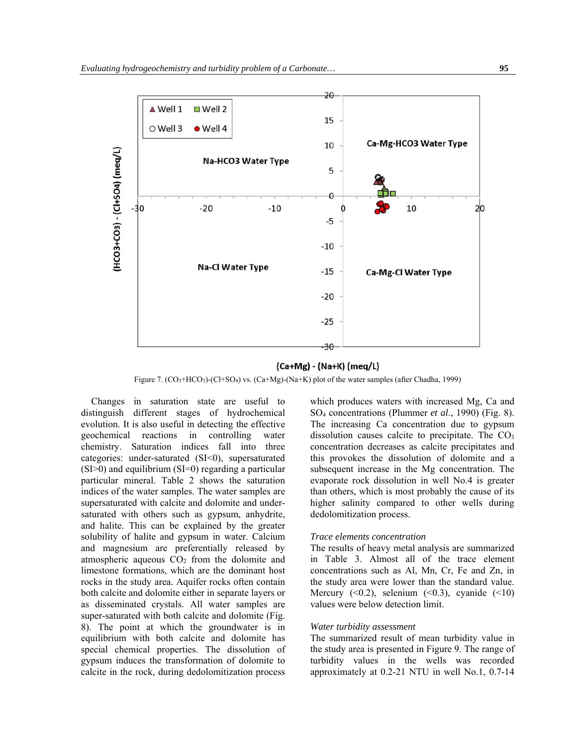Figure 7. $(CO_3+HCO_3)$-$(Cl+SO_4)$ vs. $(Ca+Mg)$-$(Na+K)$ plot of the water samples (after Chadha, 1999)

Changes in saturation state are useful to distinguish different stages of hydrochemical evolution. It is also useful in detecting the effective geochemical reactions in controlling water chemistry. Saturation indices fall into three categories: under-saturated (SI<0), supersaturated (SI>0) and equilibrium (SI=0) regarding a particular particular mineral. Table 2 shows the saturation indices of the water samples. The water samples are supersaturated with calcite and dolomite and under-saturated with others such as gypsum, anhydrite, and halite. This can be explained by the greater solubility of halite and gypsum in water. Calcium and magnesium are preferentially released by atmospheric aqueous $CO_2$ from the dolomite and limestone formations, which are the dominant host rocks in the study area. Aquifer rocks often contain both calcite and dolomite either in separate layers or as disseminated crystals. All water samples are super-saturated with both calcite and dolomite (Fig. 8). The point at which the groundwater is in equilibrium with both calcite and dolomite has special chemical properties. The dissolution of gypsum induces the transformation of dolomite to calcite in the rock, during dedolomitization process which produces waters with increased Mg, Ca and $SO_4$ concentrations (Plummer *et al*., 1990) (Fig. 8). The increasing Ca concentration due to gypsum dissolution causes calcite to precipitate. The $CO_3$ concentration decreases as calcite precipitates and this provokes the dissolution of dolomite and a subsequent increase in the Mg concentration. The evaporate rock dissolution in well No.4 is greater than others, which is most probably the cause of its higher salinity compared to other wells during dedolomitization process.

*Trace elements concentration*

The results of heavy metal analysis are summarized in Table 3. Almost all of the trace element concentrations such as Al, Mn, Cr, Fe and Zn, in the study area were lower than the standard value. Mercury (<0.2), selenium (<0.3), cyanide (<10) values were below detection limit.

*Water turbidity assessment*

The summarized result of mean turbidity value in the study area is presented in Figure 9. The range of turbidity values in the wells was recorded approximately at 0.2-21 NTU in well No.1, 0.7-14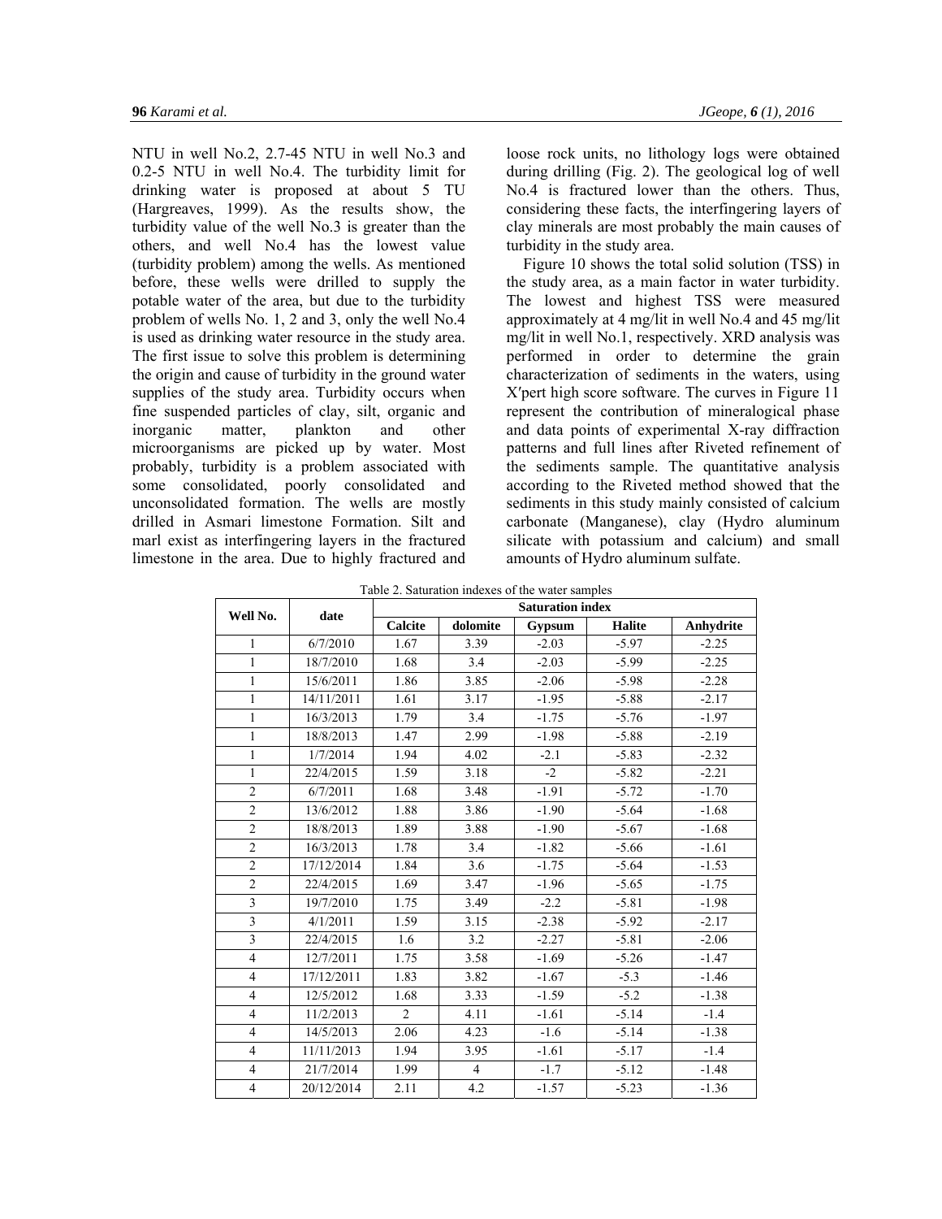NTU in well No.2, 2.7-45 NTU in well No.3 and 0.2-5 NTU in well No.4. The turbidity limit for drinking water is proposed at about 5 TU (Hargreaves, 1999). As the results show, the turbidity value of the well No.3 is greater than the others, and well No.4 has the lowest value (turbidity problem) among the wells. As mentioned before, these wells were drilled to supply the potable water of the area, but due to the turbidity problem of wells No. 1, 2 and 3, only the well No.4 is used as drinking water resource in the study area. The first issue to solve this problem is determining the origin and cause of turbidity in the ground water supplies of the study area. Turbidity occurs when fine suspended particles of clay, silt, organic and inorganic matter, plankton and other microorganisms are picked up by water. Most probably, turbidity is a problem associated with some consolidated, poorly consolidated and unconsolidated formation. The wells are mostly drilled in Asmari limestone Formation. Silt and marl exist as interfingering layers in the fractured limestone in the area. Due to highly fractured and loose rock units, no lithology logs were obtained during drilling (Fig. 2). The geological log of well No.4 is fractured lower than the others. Thus, considering these facts, the interfingering layers of clay minerals are most probably the main causes of turbidity in the study area.

Figure 10 shows the total solid solution (TSS) in the study area, as a main factor in water turbidity. The lowest and highest TSS were measured approximately at 4 mg/lit in well No.4 and 45 mg/lit mg/lit in well No.1, respectively. XRD analysis was performed in order to determine the grain characterization of sediments in the waters, using X′pert high score software. The curves in Figure 11 represent the contribution of mineralogical phase and data points of experimental X-ray diffraction patterns and full lines after Riveted refinement of the sediments sample. The quantitative analysis according to the Riveted method showed that the sediments in this study mainly consisted of calcium carbonate (Manganese), clay (Hydro aluminum silicate with potassium and calcium) and small amounts of Hydro aluminum sulfate.

Table 2. Saturation indexes of the water samples

| Well No. | date | Saturation index | | | | |
|---|---|---|---|---|---|---|
| | | Calcite | dolomite | Gypsum | Halite | Anhydrite |
| 1 | 6/7/2010 | 1.67 | 3.39 | -2.03 | -5.97 | -2.25 |
| 1 | 18/7/2010 | 1.68 | 3.4 | -2.03 | -5.99 | -2.25 |
| 1 | 15/6/2011 | 1.86 | 3.85 | -2.06 | -5.98 | -2.28 |
| 1 | 14/11/2011 | 1.61 | 3.17 | -1.95 | -5.88 | -2.17 |
| 1 | 16/3/2013 | 1.79 | 3.4 | -1.75 | -5.76 | -1.97 |
| 1 | 18/8/2013 | 1.47 | 2.99 | -1.98 | -5.88 | -2.19 |
| 1 | 1/7/2014 | 1.94 | 4.02 | -2.1 | -5.83 | -2.32 |
| 1 | 22/4/2015 | 1.59 | 3.18 | -2 | -5.82 | -2.21 |
| 2 | 6/7/2011 | 1.68 | 3.48 | -1.91 | -5.72 | -1.70 |
| 2 | 13/6/2012 | 1.88 | 3.86 | -1.90 | -5.64 | -1.68 |
| 2 | 18/8/2013 | 1.89 | 3.88 | -1.90 | -5.67 | -1.68 |
| 2 | 16/3/2013 | 1.78 | 3.4 | -1.82 | -5.66 | -1.61 |
| 2 | 17/12/2014 | 1.84 | 3.6 | -1.75 | -5.64 | -1.53 |
| 2 | 22/4/2015 | 1.69 | 3.47 | -1.96 | -5.65 | -1.75 |
| 3 | 19/7/2010 | 1.75 | 3.49 | -2.2 | -5.81 | -1.98 |
| 3 | 4/1/2011 | 1.59 | 3.15 | -2.38 | -5.92 | -2.17 |
| 3 | 22/4/2015 | 1.6 | 3.2 | -2.27 | -5.81 | -2.06 |
| 4 | 12/7/2011 | 1.75 | 3.58 | -1.69 | -5.26 | -1.47 |
| 4 | 17/12/2011 | 1.83 | 3.82 | -1.67 | -5.3 | -1.46 |
| 4 | 12/5/2012 | 1.68 | 3.33 | -1.59 | -5.2 | -1.38 |
| 4 | 11/2/2013 | 2 | 4.11 | -1.61 | -5.14 | -1.4 |
| 4 | 14/5/2013 | 2.06 | 4.23 | -1.6 | -5.14 | -1.38 |
| 4 | 11/11/2013 | 1.94 | 3.95 | -1.61 | -5.17 | -1.4 |
| 4 | 21/7/2014 | 1.99 | 4 | -1.7 | -5.12 | -1.48 |
| 4 | 20/12/2014 | 2.11 | 4.2 | -1.57 | -5.23 | -1.36 |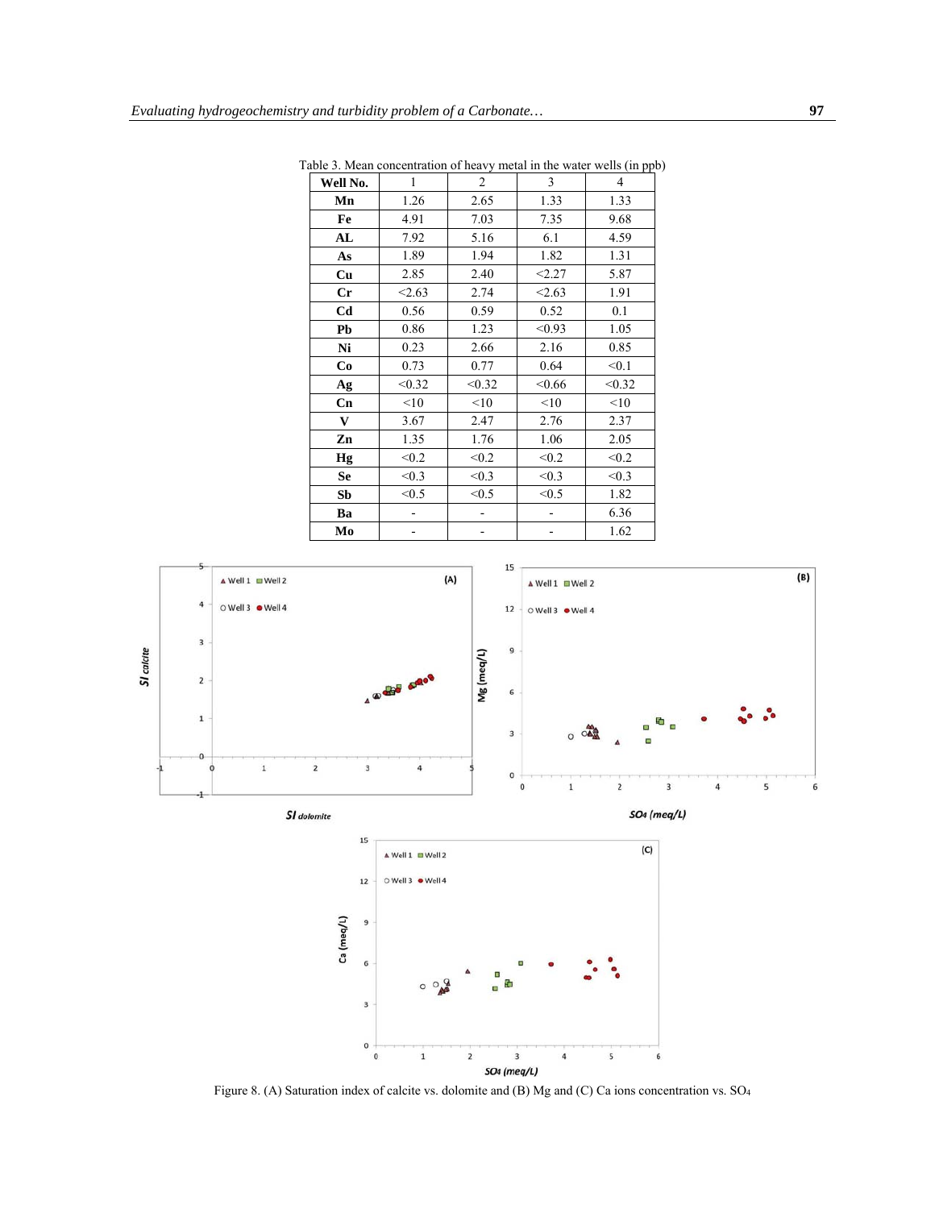Table 3. Mean concentration of heavy metal in the water wells (in ppb)

| Well No. | 1 | 2 | 3 | 4 |
|---|---|---|---|---|
| Mn | 1.26 | 2.65 | 1.33 | 1.33 |
| Fe | 4.91 | 7.03 | 7.35 | 9.68 |
| AL | 7.92 | 5.16 | 6.1 | 4.59 |
| As | 1.89 | 1.94 | 1.82 | 1.31 |
| Cu | 2.85 | 2.40 | <2.27 | 5.87 |
| Cr | <2.63 | 2.74 | <2.63 | 1.91 |
| Cd | 0.56 | 0.59 | 0.52 | 0.1 |
| Pb | 0.86 | 1.23 | <0.93 | 1.05 |
| Ni | 0.23 | 2.66 | 2.16 | 0.85 |
| Co | 0.73 | 0.77 | 0.64 | <0.1 |
| Ag | <0.32 | <0.32 | <0.66 | <0.32 |
| Cn | <10 | <10 | <10 | <10 |
| V | 3.67 | 2.47 | 2.76 | 2.37 |
| Zn | 1.35 | 1.76 | 1.06 | 2.05 |
| Hg | <0.2 | <0.2 | <0.2 | <0.2 |
| Se | <0.3 | <0.3 | <0.3 | <0.3 |
| Sb | <0.5 | <0.5 | <0.5 | 1.82 |
| Ba | - | - | - | 6.36 |
| Mo | - | - | - | 1.62 |

Figure 8. (A) Saturation index of calcite vs. dolomite and (B) Mg and (C) Ca ions concentration vs. $SO_4$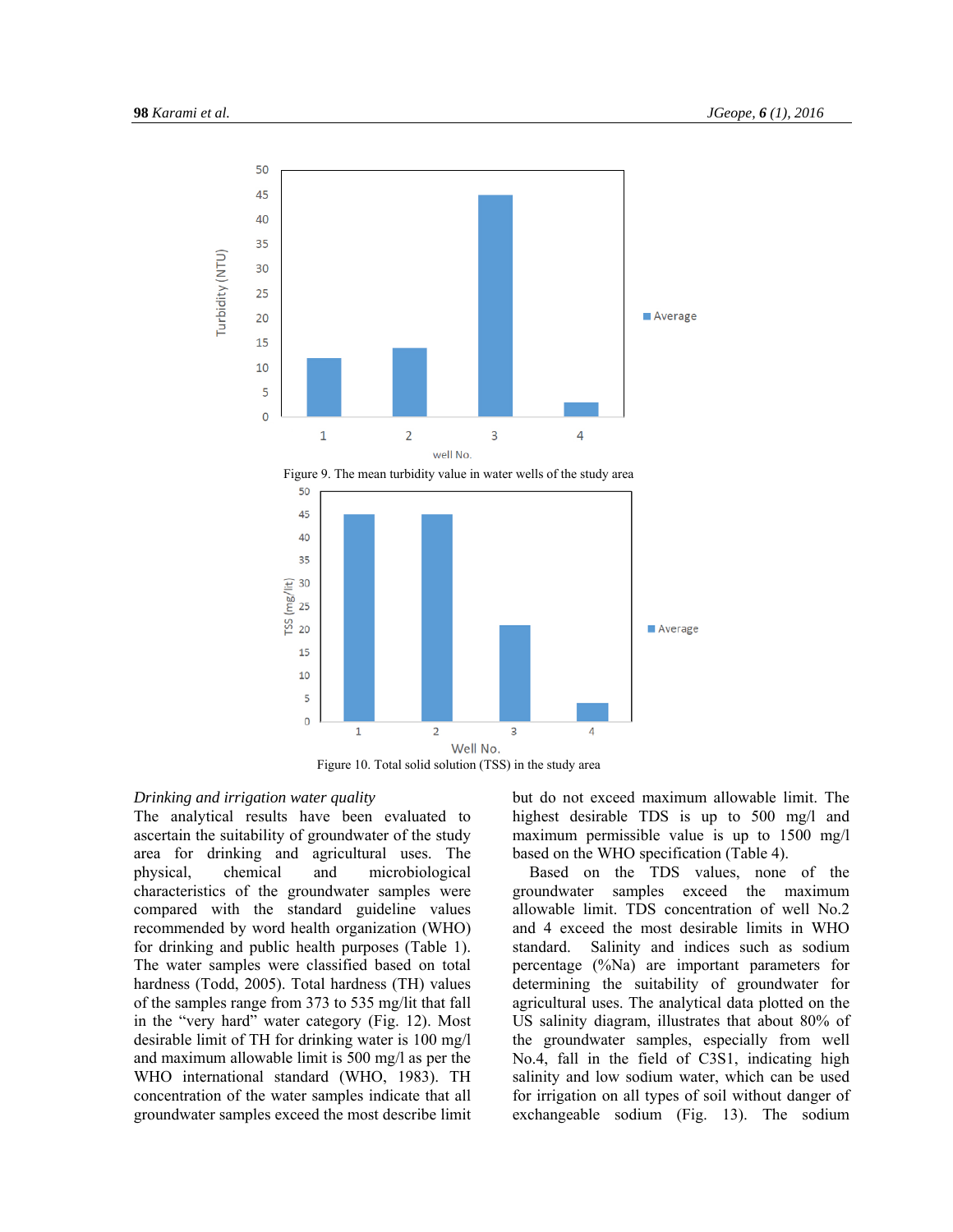Figure 9. The mean turbidity value in water wells of the study area

Figure 10. Total solid solution (TSS) in the study area

*Drinking and irrigation water quality*

The analytical results have been evaluated to ascertain the suitability of groundwater of the study area for drinking and agricultural uses. The physical, chemical and microbiological characteristics of the groundwater samples were compared with the standard guideline values recommended by word health organization (WHO) for drinking and public health purposes (Table 1). The water samples were classified based on total hardness (Todd, 2005). Total hardness (TH) values of the samples range from 373 to 535 mg/lit that fall in the "very hard" water category (Fig. 12). Most desirable limit of TH for drinking water is 100 mg/l and maximum allowable limit is 500 mg/l as per the WHO international standard (WHO, 1983). TH concentration of the water samples indicate that all groundwater samples exceed the most describe limit but do not exceed maximum allowable limit. The highest desirable TDS is up to 500 mg/l and maximum permissible value is up to 1500 mg/l based on the WHO specification (Table 4).

Based on the TDS values, none of the groundwater samples exceed the maximum allowable limit. TDS concentration of well No.2 and 4 exceed the most desirable limits in WHO standard. Salinity and indices such as sodium percentage (%Na) are important parameters for determining the suitability of groundwater for agricultural uses. The analytical data plotted on the US salinity diagram, illustrates that about 80% of the groundwater samples, especially from well No.4, fall in the field of C3S1, indicating high salinity and low sodium water, which can be used for irrigation on all types of soil without danger of exchangeable sodium (Fig. 13). The sodium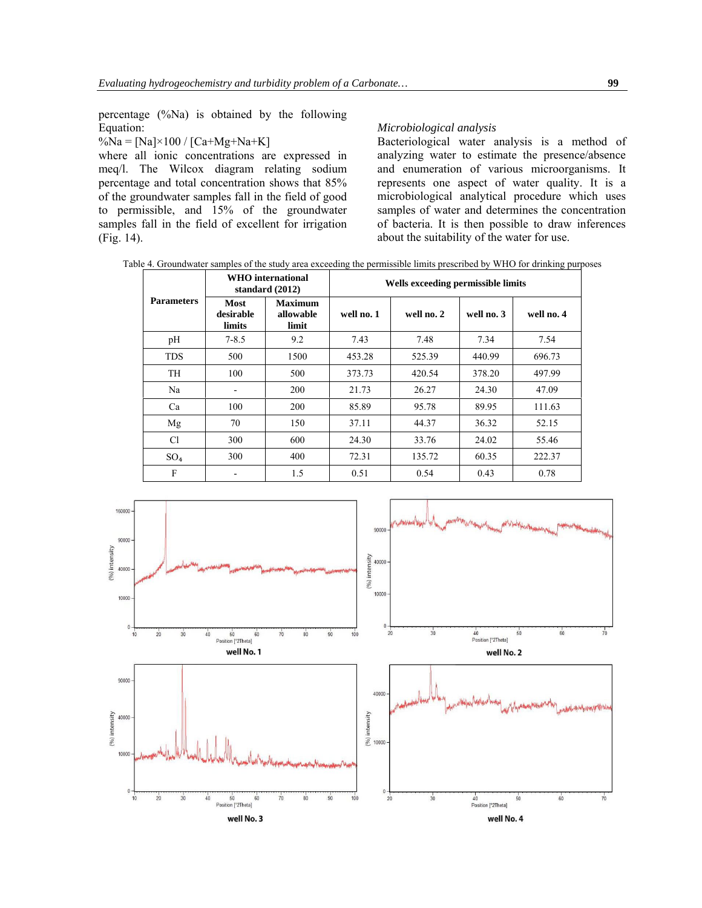percentage (%Na) is obtained by the following Equation:

$$\%Na = [Na] \times 100 / [Ca+Mg+Na+K]$$

where all ionic concentrations are expressed in meq/l. The Wilcox diagram relating sodium percentage and total concentration shows that 85% of the groundwater samples fall in the field of good to permissible, and 15% of the groundwater samples fall in the field of excellent for irrigation (Fig. 14).

*Microbiological analysis*

Bacteriological water analysis is a method of analyzing water to estimate the presence/absence and enumeration of various microorganisms. It represents one aspect of water quality. It is a microbiological analytical procedure which uses samples of water and determines the concentration of bacteria. It is then possible to draw inferences about the suitability of the water for use.

Table 4. Groundwater samples of the study area exceeding the permissible limits prescribed by WHO for drinking purposes

| Parameters | WHO international standard (2012) | | Wells exceeding permissible limits | | | |
|---|---|---|---|---|---|---|
| | Most desirable limits | Maximum allowable limit | well no. 1 | well no. 2 | well no. 3 | well no. 4 |
| pH | 7-8.5 | 9.2 | 7.43 | 7.48 | 7.34 | 7.54 |
| TDS | 500 | 1500 | 453.28 | 525.39 | 440.99 | 696.73 |
| TH | 100 | 500 | 373.73 | 420.54 | 378.20 | 497.99 |
| Na | - | 200 | 21.73 | 26.27 | 24.30 | 47.09 |
| Ca | 100 | 200 | 85.89 | 95.78 | 89.95 | 111.63 |
| Mg | 70 | 150 | 37.11 | 44.37 | 36.32 | 52.15 |
| Cl | 300 | 600 | 24.30 | 33.76 | 24.02 | 55.46 |
| $SO_4$ | 300 | 400 | 72.31 | 135.72 | 60.35 | 222.37 |
| F | - | 1.5 | 0.51 | 0.54 | 0.43 | 0.78 |

well No. 1

well No. 2

well No. 3

well No. 4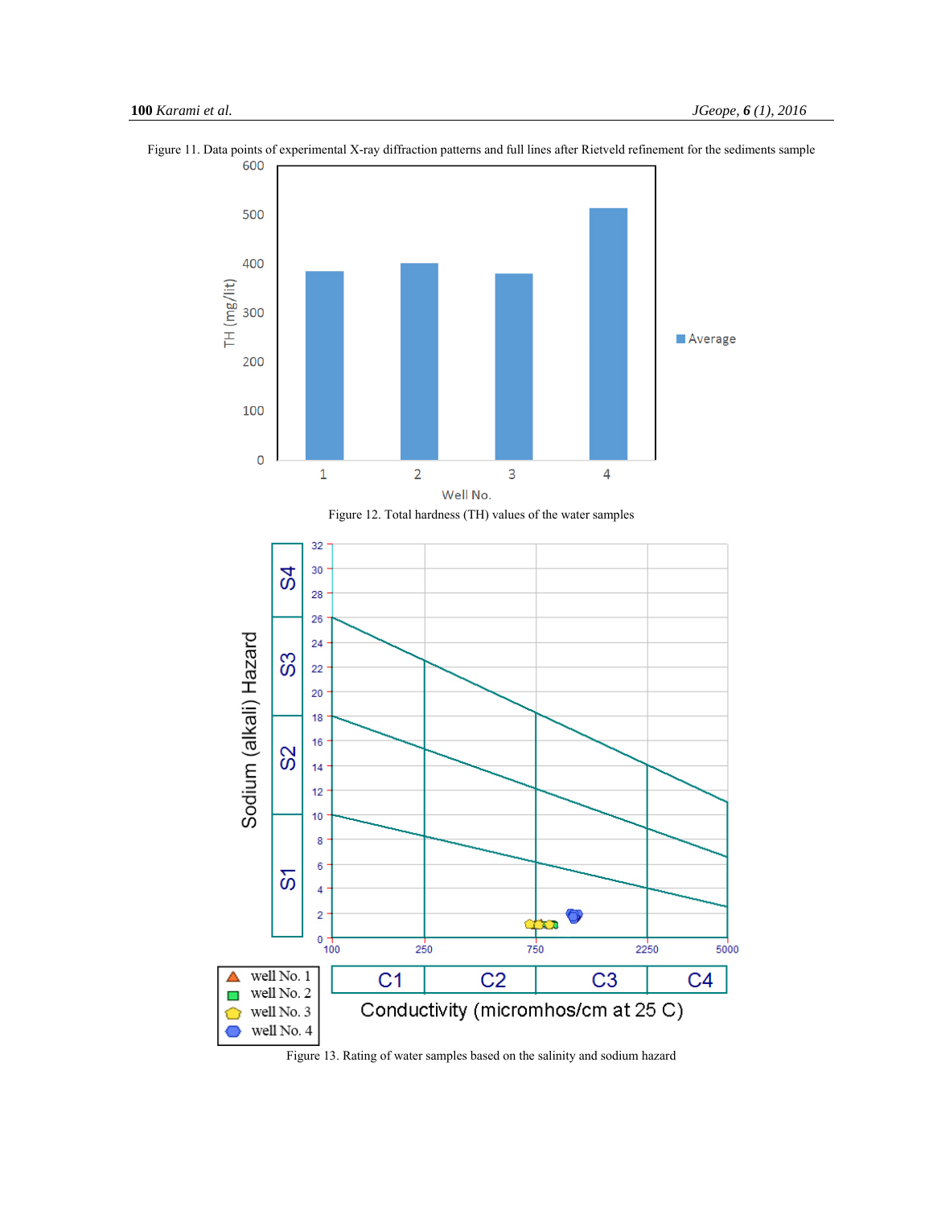Figure 11. Data points of experimental X-ray diffraction patterns and full lines after Rietveld refinement for the sediments sample

Figure 12. Total hardness (TH) values of the water samples

Figure 13. Rating of water samples based on the salinity and sodium hazard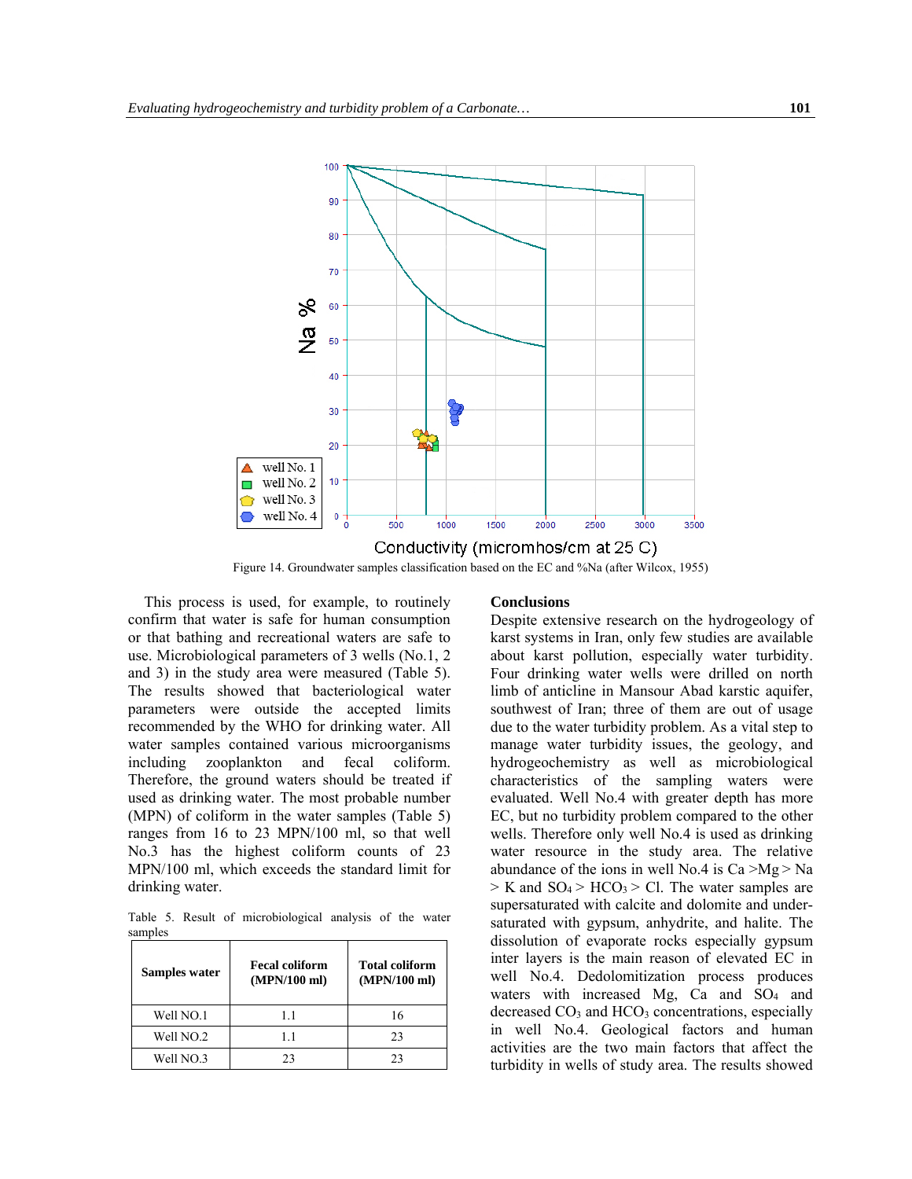Figure 14. Groundwater samples classification based on the EC and %Na (after Wilcox, 1955)

This process is used, for example, to routinely confirm that water is safe for human consumption or that bathing and recreational waters are safe to use. Microbiological parameters of 3 wells (No.1, 2 and 3) in the study area were measured (Table 5). The results showed that bacteriological water parameters were outside the accepted limits recommended by the WHO for drinking water. All water samples contained various microorganisms including zooplankton and fecal coliform. Therefore, the ground waters should be treated if used as drinking water. The most probable number (MPN) of coliform in the water samples (Table 5) ranges from 16 to 23 MPN/100 ml, so that well No.3 has the highest coliform counts of 23 MPN/100 ml, which exceeds the standard limit for drinking water.

Table 5. Result of microbiological analysis of the water samples

| Samples water | Fecal coliform (MPN/100 ml) | Total coliform (MPN/100 ml) |
|---|---|---|
| Well NO.1 | 1.1 | 16 |
| Well NO.2 | 1.1 | 23 |
| Well NO.3 | 23 | 23 |

## Conclusions

Despite extensive research on the hydrogeology of karst systems in Iran, only few studies are available about karst pollution, especially water turbidity. Four drinking water wells were drilled on north limb of anticline in Mansour Abad karstic aquifer, southwest of Iran; three of them are out of usage due to the water turbidity problem. As a vital step to manage water turbidity issues, the geology, and hydrogeochemistry as well as microbiological characteristics of the sampling waters were evaluated. Well No.4 with greater depth has more EC, but no turbidity problem compared to the other wells. Therefore only well No.4 is used as drinking water resource in the study area. The relative abundance of the ions in well No.4 is Ca >Mg > Na > K and $SO_4$ > $HCO_3$ > Cl. The water samples are supersaturated with calcite and dolomite and under-saturated with gypsum, anhydrite, and halite. The dissolution of evaporate rocks especially gypsum inter layers is the main reason of elevated EC in well No.4. Dedolomitization process produces waters with increased Mg, Ca and $SO_4$ and decreased $CO_3$ and $HCO_3$ concentrations, especially in well No.4. Geological factors and human activities are the two main factors that affect the turbidity in wells of study area. The results showed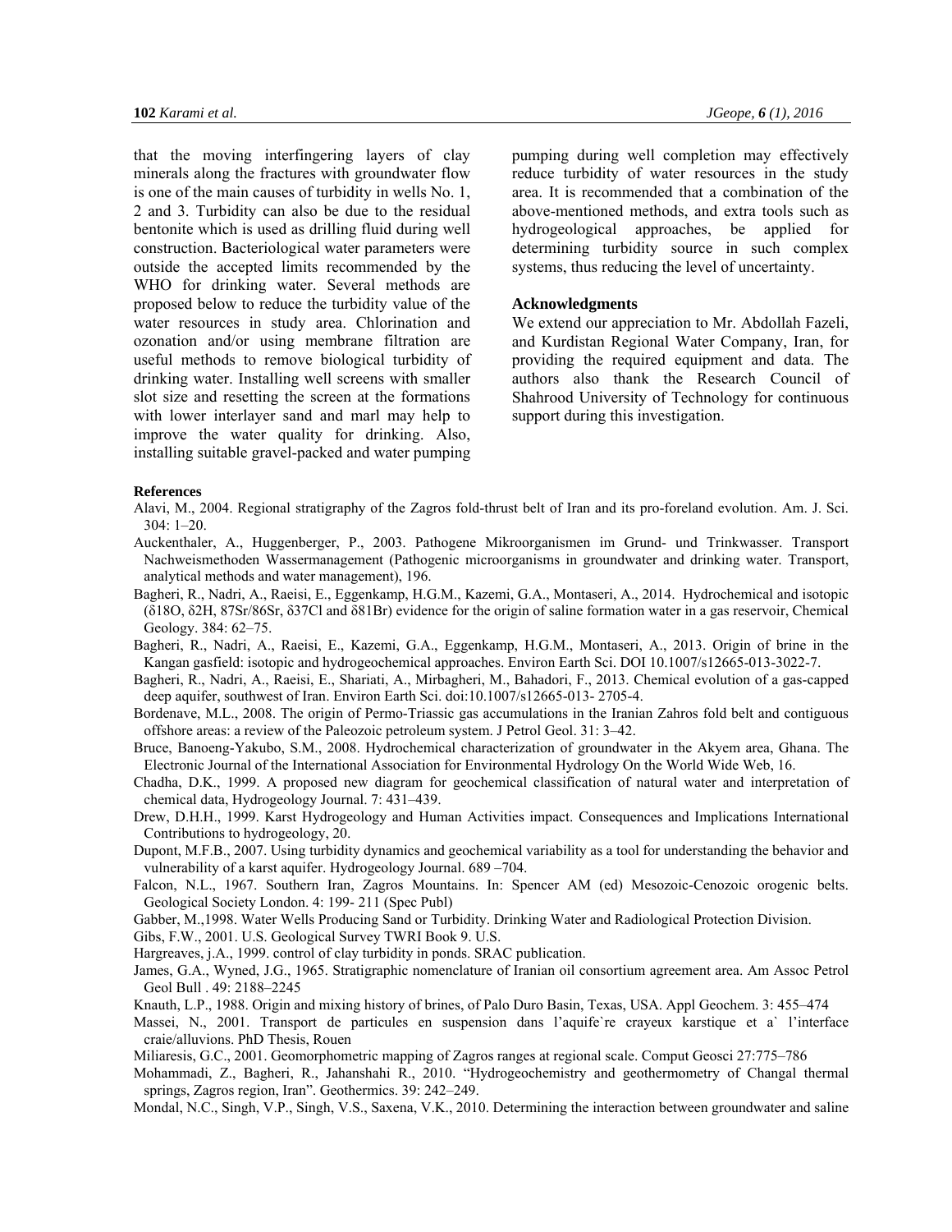that the moving interfingering layers of clay minerals along the fractures with groundwater flow is one of the main causes of turbidity in wells No. 1, 2 and 3. Turbidity can also be due to the residual bentonite which is used as drilling fluid during well construction. Bacteriological water parameters were outside the accepted limits recommended by the WHO for drinking water. Several methods are proposed below to reduce the turbidity value of the water resources in study area. Chlorination and ozonation and/or using membrane filtration are useful methods to remove biological turbidity of drinking water. Installing well screens with smaller slot size and resetting the screen at the formations with lower interlayer sand and marl may help to improve the water quality for drinking. Also, installing suitable gravel-packed and water pumping pumping during well completion may effectively reduce turbidity of water resources in the study area. It is recommended that a combination of the above-mentioned methods, and extra tools such as hydrogeological approaches, be applied for determining turbidity source in such complex systems, thus reducing the level of uncertainty.

### Acknowledgments

We extend our appreciation to Mr. Abdollah Fazeli, and Kurdistan Regional Water Company, Iran, for providing the required equipment and data. The authors also thank the Research Council of Shahrood University of Technology for continuous support during this investigation.

### References

Alavi, M., 2004. Regional stratigraphy of the Zagros fold-thrust belt of Iran and its pro-foreland evolution. Am. J. Sci. 304: 1–20.

Auckenthaler, A., Huggenberger, P., 2003. Pathogene Mikroorganismen im Grund- und Trinkwasser. Transport Nachweismethoden Wassermanagement (Pathogenic microorganisms in groundwater and drinking water. Transport, analytical methods and water management), 196.

Bagheri, R., Nadri, A., Raeisi, E., Eggenkamp, H.G.M., Kazemi, G.A., Montaseri, A., 2014. Hydrochemical and isotopic (δ18O, δ2H, 87Sr/86Sr, δ37Cl and δ81Br) evidence for the origin of saline formation water in a gas reservoir, Chemical Geology. 384: 62–75.

Bagheri, R., Nadri, A., Raeisi, E., Kazemi, G.A., Eggenkamp, H.G.M., Montaseri, A., 2013. Origin of brine in the Kangan gasfield: isotopic and hydrogeochemical approaches. Environ Earth Sci. DOI 10.1007/s12665-013-3022-7.

Bagheri, R., Nadri, A., Raeisi, E., Shariati, A., Mirbagheri, M., Bahadori, F., 2013. Chemical evolution of a gas-capped deep aquifer, southwest of Iran. Environ Earth Sci. doi:10.1007/s12665-013- 2705-4.

Bordenave, M.L., 2008. The origin of Permo-Triassic gas accumulations in the Iranian Zahros fold belt and contiguous offshore areas: a review of the Paleozoic petroleum system. J Petrol Geol. 31: 3–42.

Bruce, Banoeng-Yakubo, S.M., 2008. Hydrochemical characterization of groundwater in the Akyem area, Ghana. The Electronic Journal of the International Association for Environmental Hydrology On the World Wide Web, 16.

Chadha, D.K., 1999. A proposed new diagram for geochemical classification of natural water and interpretation of chemical data, Hydrogeology Journal. 7: 431–439.

Drew, D.H.H., 1999. Karst Hydrogeology and Human Activities impact. Consequences and Implications International Contributions to hydrogeology, 20.

Dupont, M.F.B., 2007. Using turbidity dynamics and geochemical variability as a tool for understanding the behavior and vulnerability of a karst aquifer. Hydrogeology Journal. 689 –704.

Falcon, N.L., 1967. Southern Iran, Zagros Mountains. In: Spencer AM (ed) Mesozoic-Cenozoic orogenic belts. Geological Society London. 4: 199- 211 (Spec Publ)

Gabber, M.,1998. Water Wells Producing Sand or Turbidity. Drinking Water and Radiological Protection Division.

Gibs, F.W., 2001. U.S. Geological Survey TWRI Book 9. U.S.

Hargreaves, j.A., 1999. control of clay turbidity in ponds. SRAC publication.

James, G.A., Wyned, J.G., 1965. Stratigraphic nomenclature of Iranian oil consortium agreement area. Am Assoc Petrol Geol Bull . 49: 2188–2245

Knauth, L.P., 1988. Origin and mixing history of brines, of Palo Duro Basin, Texas, USA. Appl Geochem. 3: 455–474

Massei, N., 2001. Transport de particules en suspension dans l'aquife`re crayeux karstique et a` l'interface craie/alluvions. PhD Thesis, Rouen

Miliaresis, G.C., 2001. Geomorphometric mapping of Zagros ranges at regional scale. Comput Geosci 27:775–786

Mohammadi, Z., Bagheri, R., Jahanshahi R., 2010. "Hydrogeochemistry and geothermometry of Changal thermal springs, Zagros region, Iran". Geothermics. 39: 242–249.

Mondal, N.C., Singh, V.P., Singh, V.S., Saxena, V.K., 2010. Determining the interaction between groundwater and saline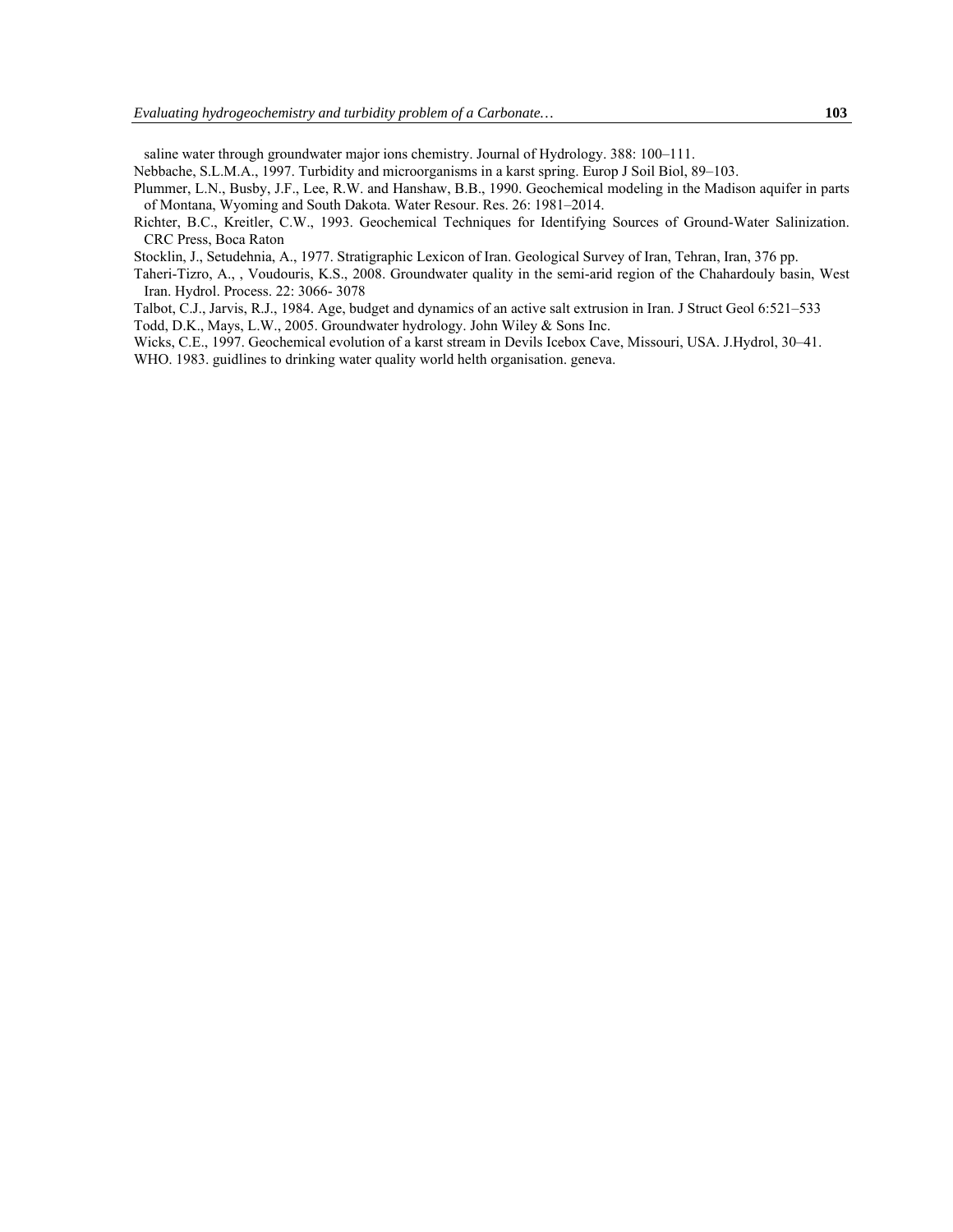saline water through groundwater major ions chemistry. Journal of Hydrology. 388: 100–111.

Nebbache, S.L.M.A., 1997. Turbidity and microorganisms in a karst spring. Europ J Soil Biol, 89–103.

Plummer, L.N., Busby, J.F., Lee, R.W. and Hanshaw, B.B., 1990. Geochemical modeling in the Madison aquifer in parts of Montana, Wyoming and South Dakota. Water Resour. Res. 26: 1981–2014.

Richter, B.C., Kreitler, C.W., 1993. Geochemical Techniques for Identifying Sources of Ground-Water Salinization. CRC Press, Boca Raton

Stocklin, J., Setudehnia, A., 1977. Stratigraphic Lexicon of Iran. Geological Survey of Iran, Tehran, Iran, 376 pp.

Taheri-Tizro, A., , Voudouris, K.S., 2008. Groundwater quality in the semi-arid region of the Chahardouly basin, West Iran. Hydrol. Process. 22: 3066- 3078

Talbot, C.J., Jarvis, R.J., 1984. Age, budget and dynamics of an active salt extrusion in Iran. J Struct Geol 6:521–533

Todd, D.K., Mays, L.W., 2005. Groundwater hydrology. John Wiley & Sons Inc.

Wicks, C.E., 1997. Geochemical evolution of a karst stream in Devils Icebox Cave, Missouri, USA. J.Hydrol, 30–41.

WHO. 1983. guidlines to drinking water quality world helth organisation. geneva.